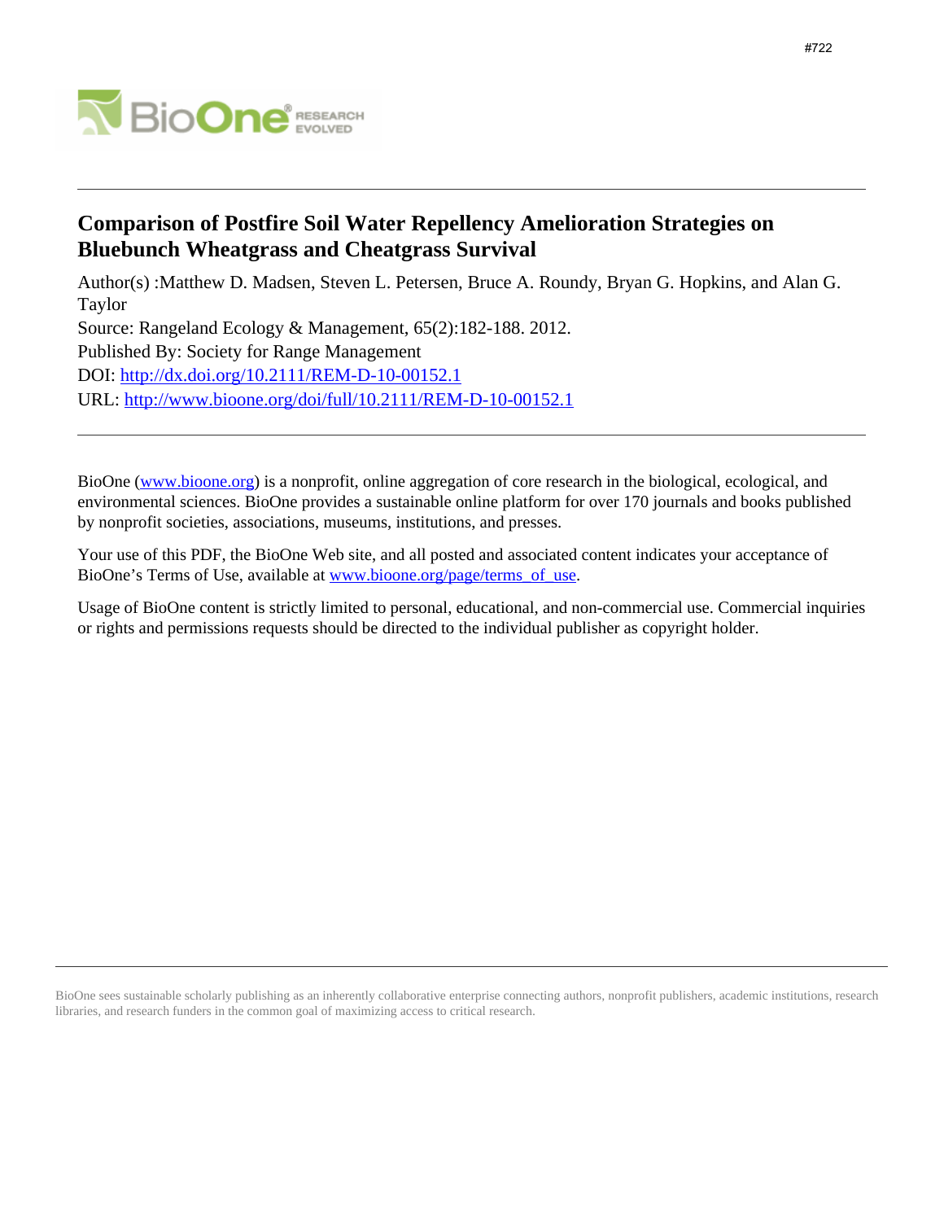#722

# Comparison of Postfire Soil Water Repellency Amelioration Strategies on Bluebunch Wheatgrass and Cheatgrass Survival

Author(s) :Matthew D. Madsen, Steven L. Petersen, Bruce A. Roundy, Bryan G. Hopkins, and Alan G. Taylor

Source: Rangeland Ecology & Management, 65(2):182-188. 2012.

Published By: Society for Range Management

DOI: http://dx.doi.org/10.2111/REM-D-10-00152.1

URL: http://www.bioone.org/doi/full/10.2111/REM-D-10-00152.1

---

BioOne (www.bioone.org) is a nonprofit, online aggregation of core research in the biological, ecological, and environmental sciences. BioOne provides a sustainable online platform for over 170 journals and books published by nonprofit societies, associations, museums, institutions, and presses.

Your use of this PDF, the BioOne Web site, and all posted and associated content indicates your acceptance of BioOne's Terms of Use, available at www.bioone.org/page/terms_of_use.

Usage of BioOne content is strictly limited to personal, educational, and non-commercial use. Commercial inquiries or rights and permissions requests should be directed to the individual publisher as copyright holder.

---

BioOne sees sustainable scholarly publishing as an inherently collaborative enterprise connecting authors, nonprofit publishers, academic institutions, research libraries, and research funders in the common goal of maximizing access to critical research.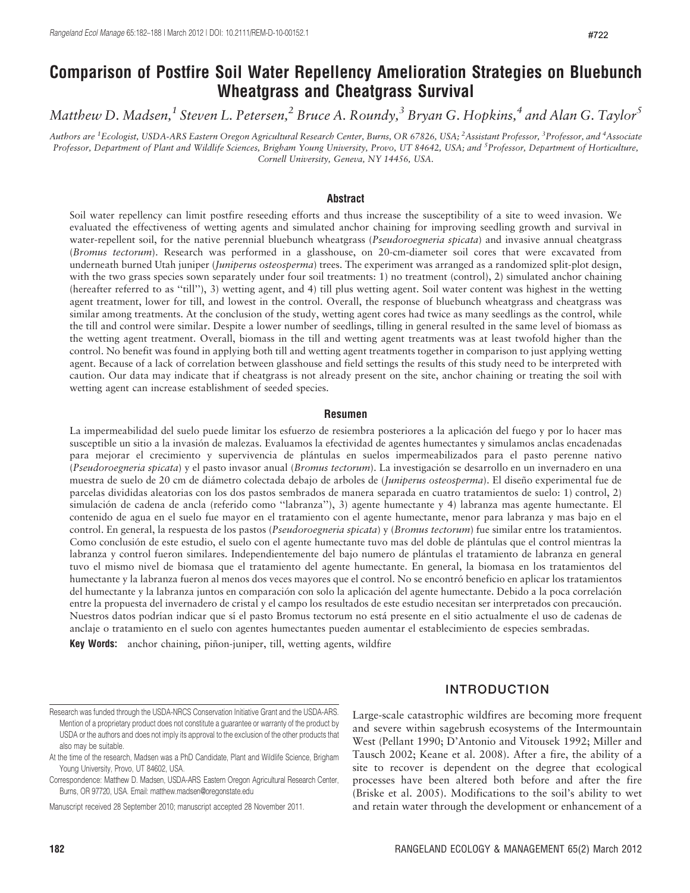# Comparison of Postfire Soil Water Repellency Amelioration Strategies on Bluebunch Wheatgrass and Cheatgrass Survival

*Matthew D. Madsen,[1] Steven L. Petersen,[2] Bruce A. Roundy,[3] Bryan G. Hopkins,[4] and Alan G. Taylor[5]*

*Authors are [1]Ecologist, USDA-ARS Eastern Oregon Agricultural Research Center, Burns, OR 67826, USA; [2]Assistant Professor, [3]Professor, and [4]Associate Professor, Department of Plant and Wildlife Sciences, Brigham Young University, Provo, UT 84642, USA; and [5]Professor, Department of Horticulture, Cornell University, Geneva, NY 14456, USA.*

## Abstract

Soil water repellency can limit postfire reseeding efforts and thus increase the susceptibility of a site to weed invasion. We evaluated the effectiveness of wetting agents and simulated anchor chaining for improving seedling growth and survival in water-repellent soil, for the native perennial bluebunch wheatgrass (*Pseudoroegneria spicata*) and invasive annual cheatgrass (*Bromus tectorum*). Research was performed in a glasshouse, on 20-cm-diameter soil cores that were excavated from underneath burned Utah juniper (*Juniperus osteosperma*) trees. The experiment was arranged as a randomized split-plot design, with the two grass species sown separately under four soil treatments: 1) no treatment (control), 2) simulated anchor chaining (hereafter referred to as "till"), 3) wetting agent, and 4) till plus wetting agent. Soil water content was highest in the wetting agent treatment, lower for till, and lowest in the control. Overall, the response of bluebunch wheatgrass and cheatgrass was similar among treatments. At the conclusion of the study, wetting agent cores had twice as many seedlings as the control, while the till and control were similar. Despite a lower number of seedlings, tilling in general resulted in the same level of biomass as the wetting agent treatment. Overall, biomass in the till and wetting agent treatments was at least twofold higher than the control. No benefit was found in applying both till and wetting agent treatments together in comparison to just applying wetting agent. Because of a lack of correlation between glasshouse and field settings the results of this study need to be interpreted with caution. Our data may indicate that if cheatgrass is not already present on the site, anchor chaining or treating the soil with wetting agent can increase establishment of seeded species.

## Resumen

La impermeabilidad del suelo puede limitar los esfuerzo de resiembra posteriores a la aplicación del fuego y por lo hacer mas susceptible un sitio a la invasión de malezas. Evaluamos la efectividad de agentes humectantes y simulamos anclas encadenadas para mejorar el crecimiento y supervivencia de plántulas en suelos impermeabilizados para el pasto perenne nativo (*Pseudoroegneria spicata*) y el pasto invasor anual (*Bromus tectorum*). La investigación se desarrollo en un invernadero en una muestra de suelo de 20 cm de diámetro colectada debajo de arboles de (*Juniperus osteosperma*). El diseño experimental fue de parcelas divididas aleatorias con los dos pastos sembrados de manera separada en cuatro tratamientos de suelo: 1) control, 2) simulación de cadena de ancla (referido como "labranza"), 3) agente humectante y 4) labranza mas agente humectante. El contenido de agua en el suelo fue mayor en el tratamiento con el agente humectante, menor para labranza y mas bajo en el control. En general, la respuesta de los pastos (*Pseudoroegneria spicata*) y (*Bromus tectorum*) fue similar entre los tratamientos. Como conclusión de este estudio, el suelo con el agente humectante tuvo mas del doble de plántulas que el control mientras la labranza y control fueron similares. Independientemente del bajo numero de plántulas el tratamiento de labranza en general tuvo el mismo nivel de biomasa que el tratamiento del agente humectante. En general, la biomasa en los tratamientos del humectante y la labranza fueron al menos dos veces mayores que el control. No se encontró beneficio en aplicar los tratamientos del humectante y la labranza juntos en comparación con solo la aplicación del agente humectante. Debido a la poca correlación entre la propuesta del invernadero de cristal y el campo los resultados de este estudio necesitan ser interpretados con precaución. Nuestros datos podrían indicar que sí el pasto Bromus tectorum no está presente en el sitio actualmente el uso de cadenas de anclaje o tratamiento en el suelo con agentes humectantes pueden aumentar el establecimiento de especies sembradas.

**Key Words:** anchor chaining, piñon-juniper, till, wetting agents, wildfire

## INTRODUCTION

Large-scale catastrophic wildfires are becoming more frequent and severe within sagebrush ecosystems of the Intermountain West (Pellant 1990; D'Antonio and Vitousek 1992; Miller and Tausch 2002; Keane et al. 2008). After a fire, the ability of a site to recover is dependent on the degree that ecological processes have been altered both before and after the fire (Briske et al. 2005). Modifications to the soil's ability to wet and retain water through the development or enhancement of a

---

Research was funded through the USDA-NRCS Conservation Initiative Grant and the USDA-ARS. Mention of a proprietary product does not constitute a guarantee or warranty of the product by USDA or the authors and does not imply its approval to the exclusion of the other products that also may be suitable.

At the time of the research, Madsen was a PhD Candidate, Plant and Wildlife Science, Brigham Young University, Provo, UT 84602, USA.

Correspondence: Matthew D. Madsen, USDA-ARS Eastern Oregon Agricultural Research Center, Burns, OR 97720, USA. Email: matthew.madsen@oregonstate.edu

Manuscript received 28 September 2010; manuscript accepted 28 November 2011.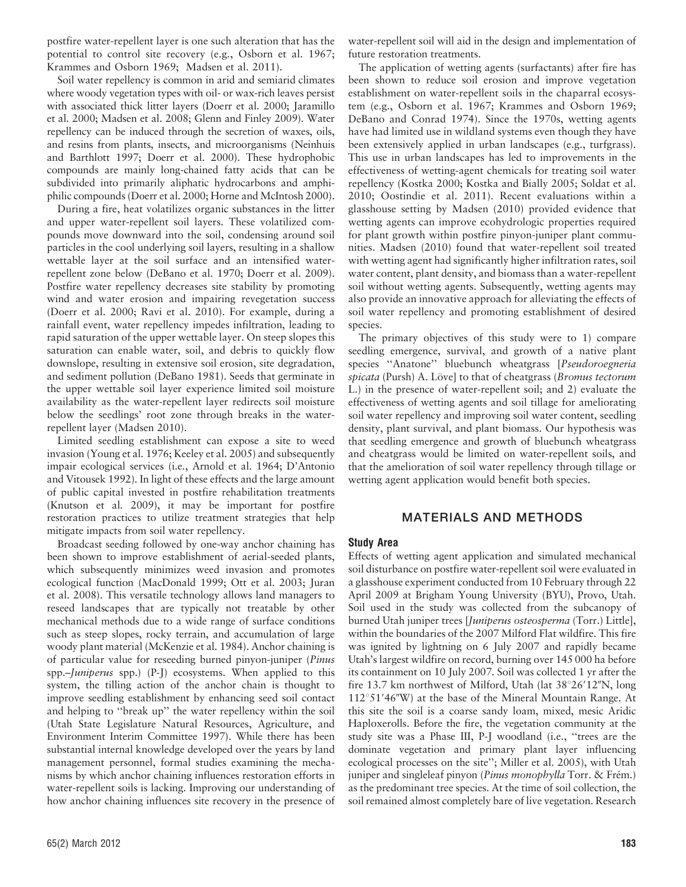postfire water-repellent layer is one such alteration that has the potential to control site recovery (e.g., Osborn et al. 1967; Krammes and Osborn 1969; Madsen et al. 2011).

Soil water repellency is common in arid and semiarid climates where woody vegetation types with oil- or wax-rich leaves persist with associated thick litter layers (Doerr et al. 2000; Jaramillo et al. 2000; Madsen et al. 2008; Glenn and Finley 2009). Water repellency can be induced through the secretion of waxes, oils, and resins from plants, insects, and microorganisms (Neinhuis and Barthlott 1997; Doerr et al. 2000). These hydrophobic compounds are mainly long-chained fatty acids that can be subdivided into primarily aliphatic hydrocarbons and amphiphilic compounds (Doerr et al. 2000; Horne and McIntosh 2000).

During a fire, heat volatilizes organic substances in the litter and upper water-repellent soil layers. These volatilized compounds move downward into the soil, condensing around soil particles in the cool underlying soil layers, resulting in a shallow wettable layer at the soil surface and an intensified water-repellent zone below (DeBano et al. 1970; Doerr et al. 2009). Postfire water repellency decreases site stability by promoting wind and water erosion and impairing revegetation success (Doerr et al. 2000; Ravi et al. 2010). For example, during a rainfall event, water repellency impedes infiltration, leading to rapid saturation of the upper wettable layer. On steep slopes this saturation can enable water, soil, and debris to quickly flow downslope, resulting in extensive soil erosion, site degradation, and sediment pollution (DeBano 1981). Seeds that germinate in the upper wettable soil layer experience limited soil moisture availability as the water-repellent layer redirects soil moisture below the seedlings' root zone through breaks in the water-repellent layer (Madsen 2010).

Limited seedling establishment can expose a site to weed invasion (Young et al. 1976; Keeley et al. 2005) and subsequently impair ecological services (i.e., Arnold et al. 1964; D'Antonio and Vitousek 1992). In light of these effects and the large amount of public capital invested in postfire rehabilitation treatments (Knutson et al. 2009), it may be important for postfire restoration practices to utilize treatment strategies that help mitigate impacts from soil water repellency.

Broadcast seeding followed by one-way anchor chaining has been shown to improve establishment of aerial-seeded plants, which subsequently minimizes weed invasion and promotes ecological function (MacDonald 1999; Ott et al. 2003; Juran et al. 2008). This versatile technology allows land managers to reseed landscapes that are typically not treatable by other mechanical methods due to a wide range of surface conditions such as steep slopes, rocky terrain, and accumulation of large woody plant material (McKenzie et al. 1984). Anchor chaining is of particular value for reseeding burned pinyon-juniper (*Pinus* spp.–*Juniperus* spp.) (P-J) ecosystems. When applied to this system, the tilling action of the anchor chain is thought to improve seedling establishment by enhancing seed soil contact and helping to ''break up'' the water repellency within the soil (Utah State Legislature Natural Resources, Agriculture, and Environment Interim Committee 1997). While there has been substantial internal knowledge developed over the years by land management personnel, formal studies examining the mechanisms by which anchor chaining influences restoration efforts in water-repellent soils is lacking. Improving our understanding of how anchor chaining influences site recovery in the presence of water-repellent soil will aid in the design and implementation of future restoration treatments.

The application of wetting agents (surfactants) after fire has been shown to reduce soil erosion and improve vegetation establishment on water-repellent soils in the chaparral ecosystem (e.g., Osborn et al. 1967; Krammes and Osborn 1969; DeBano and Conrad 1974). Since the 1970s, wetting agents have had limited use in wildland systems even though they have been extensively applied in urban landscapes (e.g., turfgrass). This use in urban landscapes has led to improvements in the effectiveness of wetting-agent chemicals for treating soil water repellency (Kostka 2000; Kostka and Bially 2005; Soldat et al. 2010; Oostindie et al. 2011). Recent evaluations within a glasshouse setting by Madsen (2010) provided evidence that wetting agents can improve ecohydrologic properties required for plant growth within postfire pinyon-juniper plant communities. Madsen (2010) found that water-repellent soil treated with wetting agent had significantly higher infiltration rates, soil water content, plant density, and biomass than a water-repellent soil without wetting agents. Subsequently, wetting agents may also provide an innovative approach for alleviating the effects of soil water repellency and promoting establishment of desired species.

The primary objectives of this study were to 1) compare seedling emergence, survival, and growth of a native plant species ''Anatone'' bluebunch wheatgrass [*Pseudoroegneria spicata* (Pursh) A. Löve] to that of cheatgrass (*Bromus tectorum* L.) in the presence of water-repellent soil; and 2) evaluate the effectiveness of wetting agents and soil tillage for ameliorating soil water repellency and improving soil water content, seedling density, plant survival, and plant biomass. Our hypothesis was that seedling emergence and growth of bluebunch wheatgrass and cheatgrass would be limited on water-repellent soils, and that the amelioration of soil water repellency through tillage or wetting agent application would benefit both species.

## MATERIALS AND METHODS

### Study Area

Effects of wetting agent application and simulated mechanical soil disturbance on postfire water-repellent soil were evaluated in a glasshouse experiment conducted from 10 February through 22 April 2009 at Brigham Young University (BYU), Provo, Utah. Soil used in the study was collected from the subcanopy of burned Utah juniper trees [*Juniperus osteosperma* (Torr.) Little], within the boundaries of the 2007 Milford Flat wildfire. This fire was ignited by lightning on 6 July 2007 and rapidly became Utah's largest wildfire on record, burning over 145 000 ha before its containment on 10 July 2007. Soil was collected 1 yr after the fire 13.7 km northwest of Milford, Utah (lat 38°26′12″N, long 112°51′46″W) at the base of the Mineral Mountain Range. At this site the soil is a coarse sandy loam, mixed, mesic Aridic Haploxerolls. Before the fire, the vegetation community at the study site was a Phase III, P-J woodland (i.e., ''trees are the dominate vegetation and primary plant layer influencing ecological processes on the site''; Miller et al. 2005), with Utah juniper and singleleaf pinyon (*Pinus monophylla* Torr. & Frém.) as the predominant tree species. At the time of soil collection, the soil remained almost completely bare of live vegetation. Research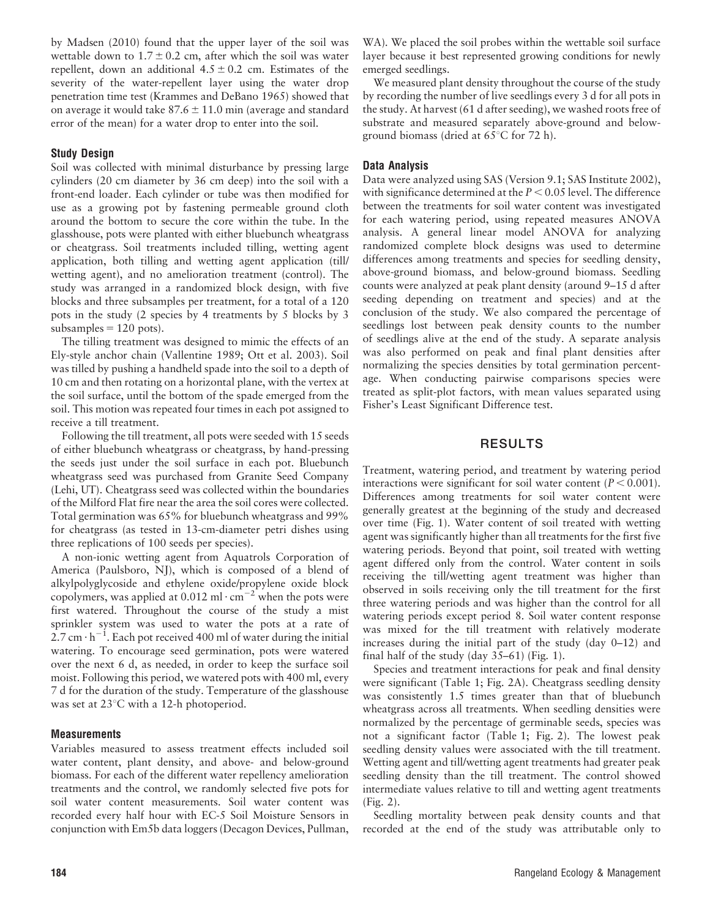by Madsen (2010) found that the upper layer of the soil was wettable down to $1.7 \pm 0.2$ cm, after which the soil was water repellent, down an additional $4.5 \pm 0.2$ cm. Estimates of the severity of the water-repellent layer using the water drop penetration time test (Krammes and DeBano 1965) showed that on average it would take $87.6 \pm 11.0$ min (average and standard error of the mean) for a water drop to enter into the soil.

### Study Design

Soil was collected with minimal disturbance by pressing large cylinders (20 cm diameter by 36 cm deep) into the soil with a front-end loader. Each cylinder or tube was then modified for use as a growing pot by fastening permeable ground cloth around the bottom to secure the core within the tube. In the glasshouse, pots were planted with either bluebunch wheatgrass or cheatgrass. Soil treatments included tilling, wetting agent application, both tilling and wetting agent application (till/wetting agent), and no amelioration treatment (control). The study was arranged in a randomized block design, with five blocks and three subsamples per treatment, for a total of a 120 pots in the study (2 species by 4 treatments by 5 blocks by 3 subsamples = 120 pots).

The tilling treatment was designed to mimic the effects of an Ely-style anchor chain (Vallentine 1989; Ott et al. 2003). Soil was tilled by pushing a handheld spade into the soil to a depth of 10 cm and then rotating on a horizontal plane, with the vertex at the soil surface, until the bottom of the spade emerged from the soil. This motion was repeated four times in each pot assigned to receive a till treatment.

Following the till treatment, all pots were seeded with 15 seeds of either bluebunch wheatgrass or cheatgrass, by hand-pressing the seeds just under the soil surface in each pot. Bluebunch wheatgrass seed was purchased from Granite Seed Company (Lehi, UT). Cheatgrass seed was collected within the boundaries of the Milford Flat fire near the area the soil cores were collected. Total germination was 65% for bluebunch wheatgrass and 99% for cheatgrass (as tested in 13-cm-diameter petri dishes using three replications of 100 seeds per species).

A non-ionic wetting agent from Aquatrols Corporation of America (Paulsboro, NJ), which is composed of a blend of alkylpolyglycoside and ethylene oxide/propylene oxide block copolymers, was applied at $0.012 \text{ ml} \cdot \text{cm}^{-2}$ when the pots were first watered. Throughout the course of the study a mist sprinkler system was used to water the pots at a rate of $2.7 \text{ cm} \cdot \text{h}^{-1}$. Each pot received 400 ml of water during the initial watering. To encourage seed germination, pots were watered over the next 6 d, as needed, in order to keep the surface soil moist. Following this period, we watered pots with 400 ml, every 7 d for the duration of the study. Temperature of the glasshouse was set at 23°C with a 12-h photoperiod.

### Measurements

Variables measured to assess treatment effects included soil water content, plant density, and above- and below-ground biomass. For each of the different water repellency amelioration treatments and the control, we randomly selected five pots for soil water content measurements. Soil water content was recorded every half hour with EC-5 Soil Moisture Sensors in conjunction with Em5b data loggers (Decagon Devices, Pullman, WA). We placed the soil probes within the wettable soil surface layer because it best represented growing conditions for newly emerged seedlings.

We measured plant density throughout the course of the study by recording the number of live seedlings every 3 d for all pots in the study. At harvest (61 d after seeding), we washed roots free of substrate and measured separately above-ground and below-ground biomass (dried at 65°C for 72 h).

### Data Analysis

Data were analyzed using SAS (Version 9.1; SAS Institute 2002), with significance determined at the $P < 0.05$ level. The difference between the treatments for soil water content was investigated for each watering period, using repeated measures ANOVA analysis. A general linear model ANOVA for analyzing randomized complete block designs was used to determine differences among treatments and species for seedling density, above-ground biomass, and below-ground biomass. Seedling counts were analyzed at peak plant density (around 9–15 d after seeding depending on treatment and species) and at the conclusion of the study. We also compared the percentage of seedlings lost between peak density counts to the number of seedlings alive at the end of the study. A separate analysis was also performed on peak and final plant densities after normalizing the species densities by total germination percentage. When conducting pairwise comparisons species were treated as split-plot factors, with mean values separated using Fisher's Least Significant Difference test.

## RESULTS

Treatment, watering period, and treatment by watering period interactions were significant for soil water content ($P < 0.001$). Differences among treatments for soil water content were generally greatest at the beginning of the study and decreased over time (Fig. 1). Water content of soil treated with wetting agent was significantly higher than all treatments for the first five watering periods. Beyond that point, soil treated with wetting agent differed only from the control. Water content in soils receiving the till/wetting agent treatment was higher than observed in soils receiving only the till treatment for the first three watering periods and was higher than the control for all watering periods except period 8. Soil water content response was mixed for the till treatment with relatively moderate increases during the initial part of the study (day 0–12) and final half of the study (day 35–61) (Fig. 1).

Species and treatment interactions for peak and final density were significant (Table 1; Fig. 2A). Cheatgrass seedling density was consistently 1.5 times greater than that of bluebunch wheatgrass across all treatments. When seedling densities were normalized by the percentage of germinable seeds, species was not a significant factor (Table 1; Fig. 2). The lowest peak seedling density values were associated with the till treatment. Wetting agent and till/wetting agent treatments had greater peak seedling density than the till treatment. The control showed intermediate values relative to till and wetting agent treatments (Fig. 2).

Seedling mortality between peak density counts and that recorded at the end of the study was attributable only to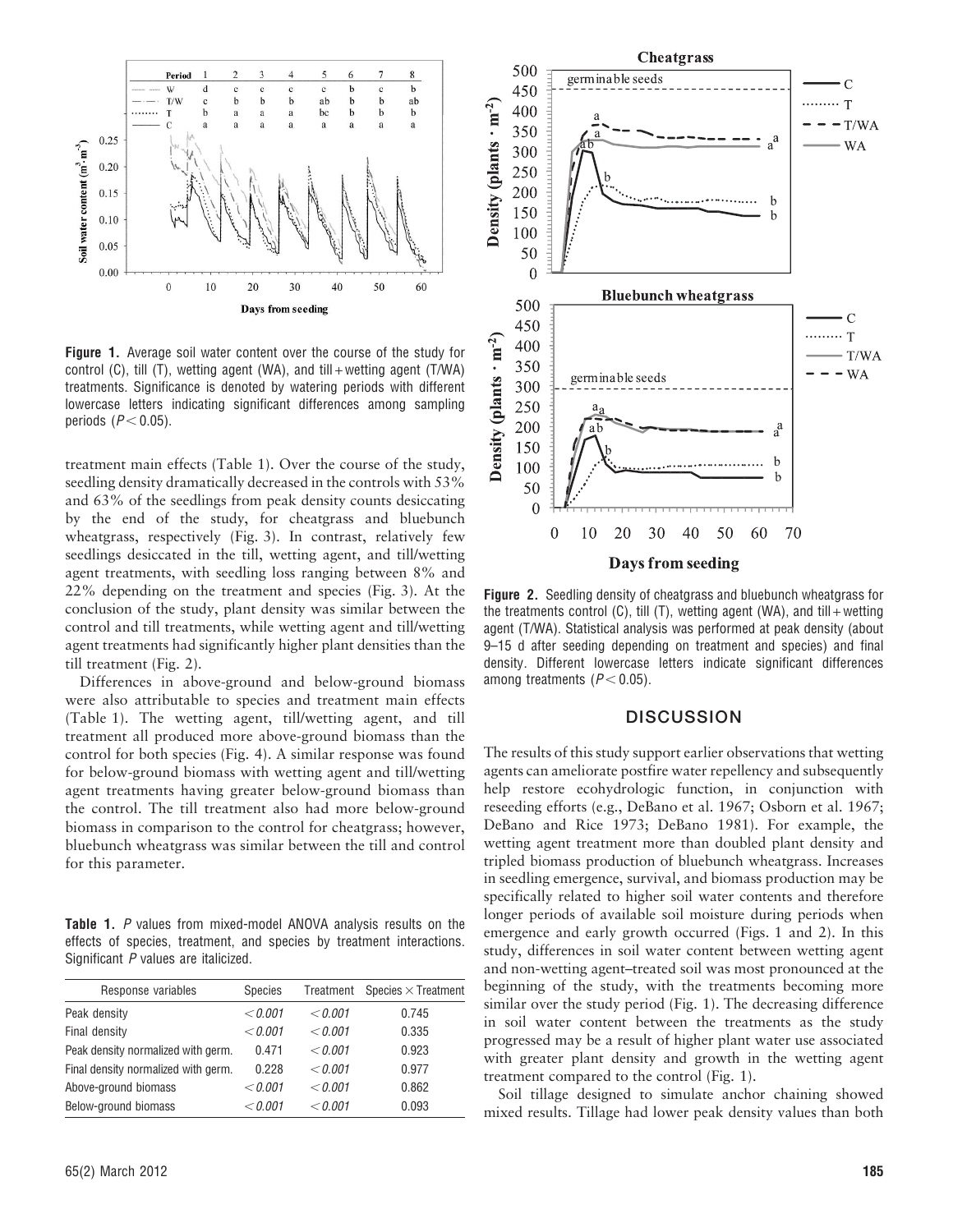**Figure 1.** Average soil water content over the course of the study for control (C), till (T), wetting agent (WA), and till + wetting agent (T/WA) treatments. Significance is denoted by watering periods with different lowercase letters indicating significant differences among sampling periods ($P < 0.05$).

treatment main effects (Table 1). Over the course of the study, seedling density dramatically decreased in the controls with 53% and 63% of the seedlings from peak density counts desiccating by the end of the study, for cheatgrass and bluebunch wheatgrass, respectively (Fig. 3). In contrast, relatively few seedlings desiccated in the till, wetting agent, and till/wetting agent treatments, with seedling loss ranging between 8% and 22% depending on the treatment and species (Fig. 3). At the conclusion of the study, plant density was similar between the control and till treatments, while wetting agent and till/wetting agent treatments had significantly higher plant densities than the till treatment (Fig. 2).

Differences in above-ground and below-ground biomass were also attributable to species and treatment main effects (Table 1). The wetting agent, till/wetting agent, and till treatment all produced more above-ground biomass than the control for both species (Fig. 4). A similar response was found for below-ground biomass with wetting agent and till/wetting agent treatments having greater below-ground biomass than the control. The till treatment also had more below-ground biomass in comparison to the control for cheatgrass; however, bluebunch wheatgrass was similar between the till and control for this parameter.

**Table 1.** *P* values from mixed-model ANOVA analysis results on the effects of species, treatment, and species by treatment interactions. Significant *P* values are italicized.

| Response variables | Species | Treatment | Species × Treatment |
|---|---|---|---|
| Peak density | *< 0.001* | *< 0.001* | 0.745 |
| Final density | *< 0.001* | *< 0.001* | 0.335 |
| Peak density normalized with germ. | 0.471 | *< 0.001* | 0.923 |
| Final density normalized with germ. | 0.228 | *< 0.001* | 0.977 |
| Above-ground biomass | *< 0.001* | *< 0.001* | 0.862 |
| Below-ground biomass | *< 0.001* | *< 0.001* | 0.093 |

**Figure 2.** Seedling density of cheatgrass and bluebunch wheatgrass for the treatments control (C), till (T), wetting agent (WA), and till + wetting agent (T/WA). Statistical analysis was performed at peak density (about 9–15 d after seeding depending on treatment and species) and final density. Different lowercase letters indicate significant differences among treatments ($P < 0.05$).

## DISCUSSION

The results of this study support earlier observations that wetting agents can ameliorate postfire water repellency and subsequently help restore ecohydrologic function, in conjunction with reseeding efforts (e.g., DeBano et al. 1967; Osborn et al. 1967; DeBano and Rice 1973; DeBano 1981). For example, the wetting agent treatment more than doubled plant density and tripled biomass production of bluebunch wheatgrass. Increases in seedling emergence, survival, and biomass production may be specifically related to higher soil water contents and therefore longer periods of available soil moisture during periods when emergence and early growth occurred (Figs. 1 and 2). In this study, differences in soil water content between wetting agent and non-wetting agent–treated soil was most pronounced at the beginning of the study, with the treatments becoming more similar over the study period (Fig. 1). The decreasing difference in soil water content between the treatments as the study progressed may be a result of higher plant water use associated with greater plant density and growth in the wetting agent treatment compared to the control (Fig. 1).

Soil tillage designed to simulate anchor chaining showed mixed results. Tillage had lower peak density values than both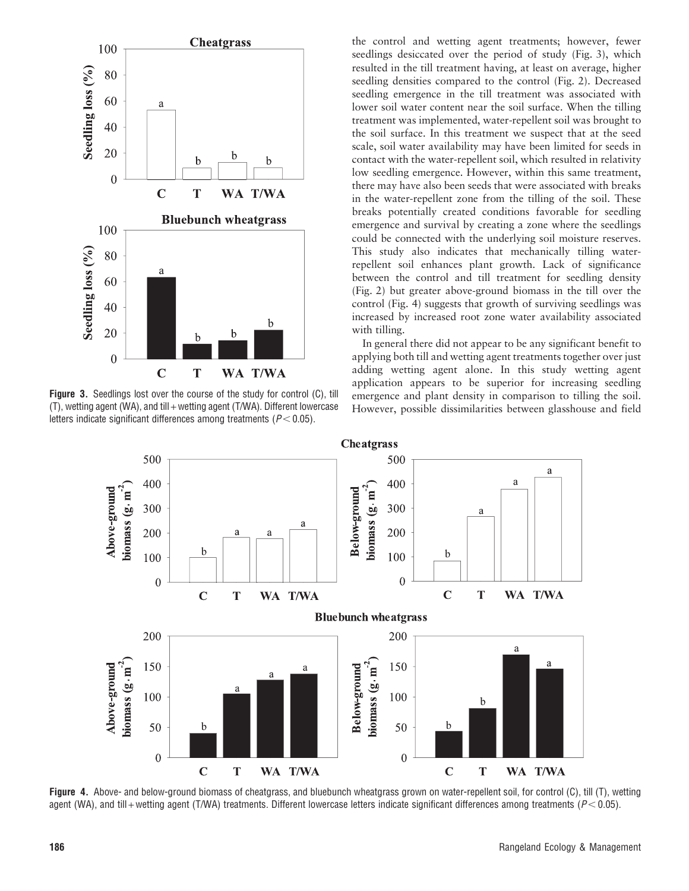the control and wetting agent treatments; however, fewer seedlings desiccated over the period of study (Fig. 3), which resulted in the till treatment having, at least on average, higher seedling densities compared to the control (Fig. 2). Decreased seedling emergence in the till treatment was associated with lower soil water content near the soil surface. When the tilling treatment was implemented, water-repellent soil was brought to the soil surface. In this treatment we suspect that at the seed scale, soil water availability may have been limited for seeds in contact with the water-repellent soil, which resulted in relativity low seedling emergence. However, within this same treatment, there may have also been seeds that were associated with breaks in the water-repellent zone from the tilling of the soil. These breaks potentially created conditions favorable for seedling emergence and survival by creating a zone where the seedlings could be connected with the underlying soil moisture reserves. This study also indicates that mechanically tilling water-repellent soil enhances plant growth. Lack of significance between the control and till treatment for seedling density (Fig. 2) but greater above-ground biomass in the till over the control (Fig. 4) suggests that growth of surviving seedlings was increased by increased root zone water availability associated with tilling.

In general there did not appear to be any significant benefit to applying both till and wetting agent treatments together over just adding wetting agent alone. In this study wetting agent application appears to be superior for increasing seedling emergence and plant density in comparison to tilling the soil. However, possible dissimilarities between glasshouse and field

**Figure 3.** Seedlings lost over the course of the study for control (C), till (T), wetting agent (WA), and till + wetting agent (T/WA). Different lowercase letters indicate significant differences among treatments ($P < 0.05$).

**Figure 4.** Above- and below-ground biomass of cheatgrass, and bluebunch wheatgrass grown on water-repellent soil, for control (C), till (T), wetting agent (WA), and till + wetting agent (T/WA) treatments. Different lowercase letters indicate significant differences among treatments ($P < 0.05$).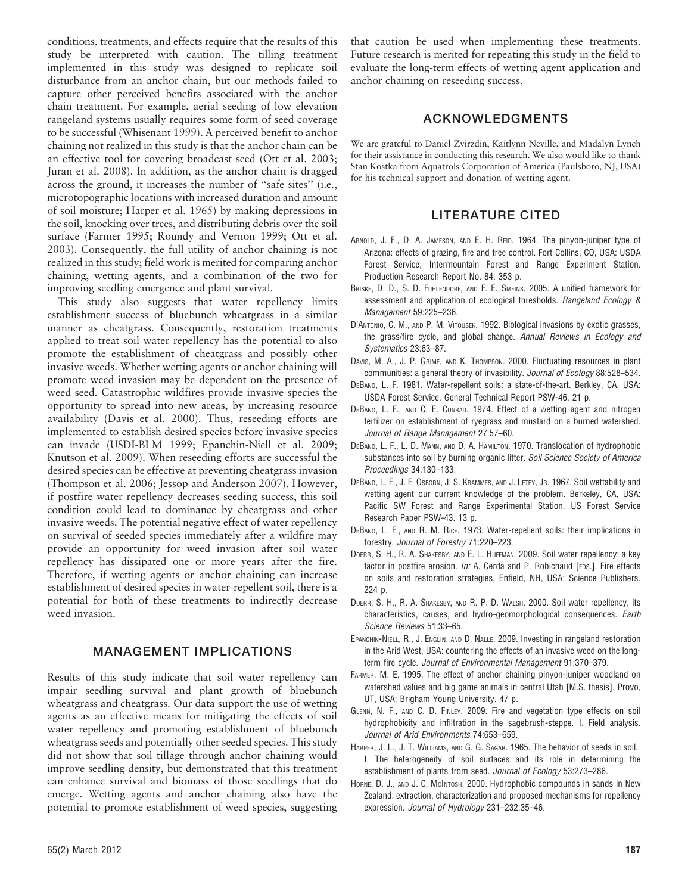conditions, treatments, and effects require that the results of this study be interpreted with caution. The tilling treatment implemented in this study was designed to replicate soil disturbance from an anchor chain, but our methods failed to capture other perceived benefits associated with the anchor chain treatment. For example, aerial seeding of low elevation rangeland systems usually requires some form of seed coverage to be successful (Whisenant 1999). A perceived benefit to anchor chaining not realized in this study is that the anchor chain can be an effective tool for covering broadcast seed (Ott et al. 2003; Juran et al. 2008). In addition, as the anchor chain is dragged across the ground, it increases the number of "safe sites" (i.e., microtopographic locations with increased duration and amount of soil moisture; Harper et al. 1965) by making depressions in the soil, knocking over trees, and distributing debris over the soil surface (Farmer 1995; Roundy and Vernon 1999; Ott et al. 2003). Consequently, the full utility of anchor chaining is not realized in this study; field work is merited for comparing anchor chaining, wetting agents, and a combination of the two for improving seedling emergence and plant survival.

This study also suggests that water repellency limits establishment success of bluebunch wheatgrass in a similar manner as cheatgrass. Consequently, restoration treatments applied to treat soil water repellency has the potential to also promote the establishment of cheatgrass and possibly other invasive weeds. Whether wetting agents or anchor chaining will promote weed invasion may be dependent on the presence of weed seed. Catastrophic wildfires provide invasive species the opportunity to spread into new areas, by increasing resource availability (Davis et al. 2000). Thus, reseeding efforts are implemented to establish desired species before invasive species can invade (USDI-BLM 1999; Epanchin-Niell et al. 2009; Knutson et al. 2009). When reseeding efforts are successful the desired species can be effective at preventing cheatgrass invasion (Thompson et al. 2006; Jessop and Anderson 2007). However, if postfire water repellency decreases seeding success, this soil condition could lead to dominance by cheatgrass and other invasive weeds. The potential negative effect of water repellency on survival of seeded species immediately after a wildfire may provide an opportunity for weed invasion after soil water repellency has dissipated one or more years after the fire. Therefore, if wetting agents or anchor chaining can increase establishment of desired species in water-repellent soil, there is a potential for both of these treatments to indirectly decrease weed invasion.

## MANAGEMENT IMPLICATIONS

Results of this study indicate that soil water repellency can impair seedling survival and plant growth of bluebunch wheatgrass and cheatgrass. Our data support the use of wetting agents as an effective means for mitigating the effects of soil water repellency and promoting establishment of bluebunch wheatgrass seeds and potentially other seeded species. This study did not show that soil tillage through anchor chaining would improve seedling density, but demonstrated that this treatment can enhance survival and biomass of those seedlings that do emerge. Wetting agents and anchor chaining also have the potential to promote establishment of weed species, suggesting that caution be used when implementing these treatments. Future research is merited for repeating this study in the field to evaluate the long-term effects of wetting agent application and anchor chaining on reseeding success.

## ACKNOWLEDGMENTS

We are grateful to Daniel Zvirzdin, Kaitlynn Neville, and Madalyn Lynch for their assistance in conducting this research. We also would like to thank Stan Kostka from Aquatrols Corporation of America (Paulsboro, NJ, USA) for his technical support and donation of wetting agent.

## LITERATURE CITED

Arnold, J. F., D. A. Jameson, and E. H. Reid. 1964. The pinyon-juniper type of Arizona: effects of grazing, fire and tree control. Fort Collins, CO, USA: USDA Forest Service, Intermountain Forest and Range Experiment Station. Production Research Report No. 84. 353 p.

Briske, D. D., S. D. Fuhlendorf, and F. E. Smeins. 2005. A unified framework for assessment and application of ecological thresholds. *Rangeland Ecology & Management* 59:225–236.

D'Antonio, C. M., and P. M. Vitousek. 1992. Biological invasions by exotic grasses, the grass/fire cycle, and global change. *Annual Reviews in Ecology and Systematics* 23:63–87.

Davis, M. A., J. P. Grime, and K. Thompson. 2000. Fluctuating resources in plant communities: a general theory of invasibility. *Journal of Ecology* 88:528–534.

DeBano, L. F. 1981. Water-repellent soils: a state-of-the-art. Berkley, CA, USA: USDA Forest Service. General Technical Report PSW-46. 21 p.

DeBano, L. F., and C. E. Conrad. 1974. Effect of a wetting agent and nitrogen fertilizer on establishment of ryegrass and mustard on a burned watershed. *Journal of Range Management* 27:57–60.

DeBano, L. F., L. D. Mann, and D. A. Hamilton. 1970. Translocation of hydrophobic substances into soil by burning organic litter. *Soil Science Society of America Proceedings* 34:130–133.

DeBano, L. F., J. F. Osborn, J. S. Krammes, and J. Letey, Jr. 1967. Soil wettability and wetting agent our current knowledge of the problem. Berkeley, CA, USA: Pacific SW Forest and Range Experimental Station. US Forest Service Research Paper PSW-43. 13 p.

DeBano, L. F., and R. M. Rice. 1973. Water-repellent soils: their implications in forestry. *Journal of Forestry* 71:220–223.

Doerr, S. H., R. A. Shakesby, and E. L. Huffman. 2009. Soil water repellency: a key factor in postfire erosion. *In:* A. Cerda and P. Robichaud [eds.]. Fire effects on soils and restoration strategies. Enfield, NH, USA: Science Publishers. 224 p.

Doerr, S. H., R. A. Shakesby, and R. P. D. Walsh. 2000. Soil water repellency, its characteristics, causes, and hydro-geomorphological consequences. *Earth Science Reviews* 51:33–65.

Epanchin-Niell, R., J. Englin, and D. Nalle. 2009. Investing in rangeland restoration in the Arid West, USA: countering the effects of an invasive weed on the long-term fire cycle. *Journal of Environmental Management* 91:370–379.

Farmer, M. E. 1995. The effect of anchor chaining pinyon-juniper woodland on watershed values and big game animals in central Utah [M.S. thesis]. Provo, UT, USA: Brigham Young University. 47 p.

Glenn, N. F., and C. D. Finley. 2009. Fire and vegetation type effects on soil hydrophobicity and infiltration in the sagebrush-steppe. I. Field analysis. *Journal of Arid Environments* 74:653–659.

Harper, J. L., J. T. Williams, and G. G. Sagar. 1965. The behavior of seeds in soil. I. The heterogeneity of soil surfaces and its role in determining the establishment of plants from seed. *Journal of Ecology* 53:273–286.

Horne, D. J., and J. C. McIntosh. 2000. Hydrophobic compounds in sands in New Zealand: extraction, characterization and proposed mechanisms for repellency expression. *Journal of Hydrology* 231–232:35–46.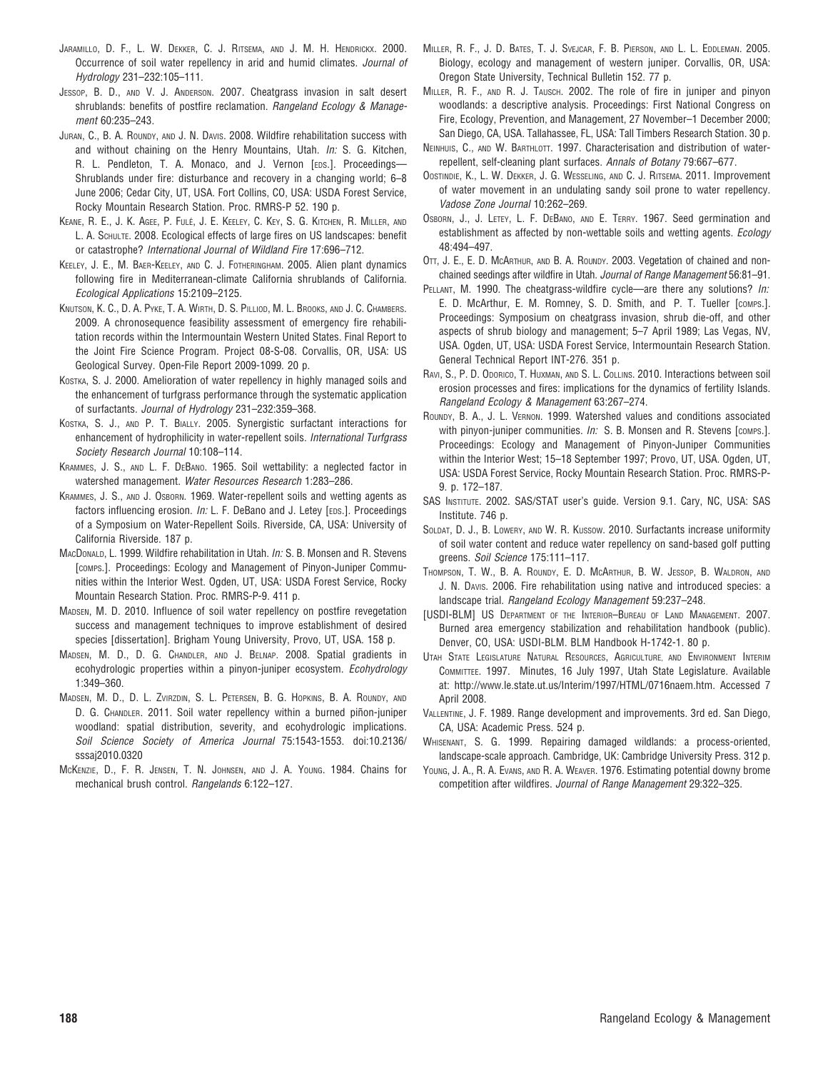Jaramillo, D. F., L. W. Dekker, C. J. Ritsema, and J. M. H. Hendrickx. 2000. Occurrence of soil water repellency in arid and humid climates. *Journal of Hydrology* 231–232:105–111.

Jessop, B. D., and V. J. Anderson. 2007. Cheatgrass invasion in salt desert shrublands: benefits of postfire reclamation. *Rangeland Ecology & Management* 60:235–243.

Juran, C., B. A. Roundy, and J. N. Davis. 2008. Wildfire rehabilitation success with and without chaining on the Henry Mountains, Utah. *In:* S. G. Kitchen, R. L. Pendleton, T. A. Monaco, and J. Vernon [eds.]. Proceedings—Shrublands under fire: disturbance and recovery in a changing world; 6–8 June 2006; Cedar City, UT, USA. Fort Collins, CO, USA: USDA Forest Service, Rocky Mountain Research Station. Proc. RMRS-P 52. 190 p.

Keane, R. E., J. K. Agee, P. Fulé, J. E. Keeley, C. Key, S. G. Kitchen, R. Miller, and L. A. Schulte. 2008. Ecological effects of large fires on US landscapes: benefit or catastrophe? *International Journal of Wildland Fire* 17:696–712.

Keeley, J. E., M. Baer-Keeley, and C. J. Fotheringham. 2005. Alien plant dynamics following fire in Mediterranean-climate California shrublands of California. *Ecological Applications* 15:2109–2125.

Knutson, K. C., D. A. Pyke, T. A. Wirth, D. S. Pilliod, M. L. Brooks, and J. C. Chambers. 2009. A chronosequence feasibility assessment of emergency fire rehabilitation records within the Intermountain Western United States. Final Report to the Joint Fire Science Program. Project 08-S-08. Corvallis, OR, USA: US Geological Survey. Open-File Report 2009-1099. 20 p.

Kostka, S. J. 2000. Amelioration of water repellency in highly managed soils and the enhancement of turfgrass performance through the systematic application of surfactants. *Journal of Hydrology* 231–232:359–368.

Kostka, S. J., and P. T. Bially. 2005. Synergistic surfactant interactions for enhancement of hydrophilicity in water-repellent soils. *International Turfgrass Society Research Journal* 10:108–114.

Krammes, J. S., and L. F. DeBano. 1965. Soil wettability: a neglected factor in watershed management. *Water Resources Research* 1:283–286.

Krammes, J. S., and J. Osborn. 1969. Water-repellent soils and wetting agents as factors influencing erosion. *In:* L. F. DeBano and J. Letey [eds.]. Proceedings of a Symposium on Water-Repellent Soils. Riverside, CA, USA: University of California Riverside. 187 p.

MacDonald, L. 1999. Wildfire rehabilitation in Utah. *In:* S. B. Monsen and R. Stevens [comps.]. Proceedings: Ecology and Management of Pinyon-Juniper Communities within the Interior West. Ogden, UT, USA: USDA Forest Service, Rocky Mountain Research Station. Proc. RMRS-P-9. 411 p.

Madsen, M. D. 2010. Influence of soil water repellency on postfire revegetation success and management techniques to improve establishment of desired species [dissertation]. Brigham Young University, Provo, UT, USA. 158 p.

Madsen, M. D., D. G. Chandler, and J. Belnap. 2008. Spatial gradients in ecohydrologic properties within a pinyon-juniper ecosystem. *Ecohydrology* 1:349–360.

Madsen, M. D., D. L. Zvirzdin, S. L. Petersen, B. G. Hopkins, B. A. Roundy, and D. G. Chandler. 2011. Soil water repellency within a burned piñon-juniper woodland: spatial distribution, severity, and ecohydrologic implications. *Soil Science Society of America Journal* 75:1543-1553. doi:10.2136/sssaj2010.0320

McKenzie, D., F. R. Jensen, T. N. Johnsen, and J. A. Young. 1984. Chains for mechanical brush control. *Rangelands* 6:122–127.

Miller, R. F., J. D. Bates, T. J. Svejcar, F. B. Pierson, and L. L. Eddleman. 2005. Biology, ecology and management of western juniper. Corvallis, OR, USA: Oregon State University, Technical Bulletin 152. 77 p.

Miller, R. F., and R. J. Tausch. 2002. The role of fire in juniper and pinyon woodlands: a descriptive analysis. Proceedings: First National Congress on Fire, Ecology, Prevention, and Management, 27 November–1 December 2000; San Diego, CA, USA. Tallahassee, FL, USA: Tall Timbers Research Station. 30 p.

Neinhuis, C., and W. Barthlott. 1997. Characterisation and distribution of water-repellent, self-cleaning plant surfaces. *Annals of Botany* 79:667–677.

Oostindie, K., L. W. Dekker, J. G. Wesseling, and C. J. Ritsema. 2011. Improvement of water movement in an undulating sandy soil prone to water repellency. *Vadose Zone Journal* 10:262–269.

Osborn, J., J. Letey, L. F. DeBano, and E. Terry. 1967. Seed germination and establishment as affected by non-wettable soils and wetting agents. *Ecology* 48:494–497.

Ott, J. E., E. D. McArthur, and B. A. Roundy. 2003. Vegetation of chained and non-chained seedings after wildfire in Utah. *Journal of Range Management* 56:81–91.

Pellant, M. 1990. The cheatgrass-wildfire cycle—are there any solutions? *In:* E. D. McArthur, E. M. Romney, S. D. Smith, and P. T. Tueller [comps.]. Proceedings: Symposium on cheatgrass invasion, shrub die-off, and other aspects of shrub biology and management; 5–7 April 1989; Las Vegas, NV, USA. Ogden, UT, USA: USDA Forest Service, Intermountain Research Station. General Technical Report INT-276. 351 p.

Ravi, S., P. D. Odorico, T. Huxman, and S. L. Collins. 2010. Interactions between soil erosion processes and fires: implications for the dynamics of fertility Islands. *Rangeland Ecology & Management* 63:267–274.

Roundy, B. A., J. L. Vernon. 1999. Watershed values and conditions associated with pinyon-juniper communities. *In:* S. B. Monsen and R. Stevens [comps.]. Proceedings: Ecology and Management of Pinyon-Juniper Communities within the Interior West; 15–18 September 1997; Provo, UT, USA. Ogden, UT, USA: USDA Forest Service, Rocky Mountain Research Station. Proc. RMRS-P-9. p. 172–187.

SAS Institute. 2002. SAS/STAT user's guide. Version 9.1. Cary, NC, USA: SAS Institute. 746 p.

Soldat, D. J., B. Lowery, and W. R. Kussow. 2010. Surfactants increase uniformity of soil water content and reduce water repellency on sand-based golf putting greens. *Soil Science* 175:111–117.

Thompson, T. W., B. A. Roundy, E. D. McArthur, B. W. Jessop, B. Waldron, and J. N. Davis. 2006. Fire rehabilitation using native and introduced species: a landscape trial. *Rangeland Ecology Management* 59:237–248.

[USDI-BLM] US Department of the Interior–Bureau of Land Management. 2007. Burned area emergency stabilization and rehabilitation handbook (public). Denver, CO, USA: USDI-BLM. BLM Handbook H-1742-1. 80 p.

Utah State Legislature Natural Resources, Agriculture, and Environment Interim Committee. 1997. Minutes, 16 July 1997, Utah State Legislature. Available at: http://www.le.state.ut.us/Interim/1997/HTML/0716naem.htm. Accessed 7 April 2008.

Vallentine, J. F. 1989. Range development and improvements. 3rd ed. San Diego, CA, USA: Academic Press. 524 p.

Whisenant, S. G. 1999. Repairing damaged wildlands: a process-oriented, landscape-scale approach. Cambridge, UK: Cambridge University Press. 312 p.

Young, J. A., R. A. Evans, and R. A. Weaver. 1976. Estimating potential downy brome competition after wildfires. *Journal of Range Management* 29:322–325.